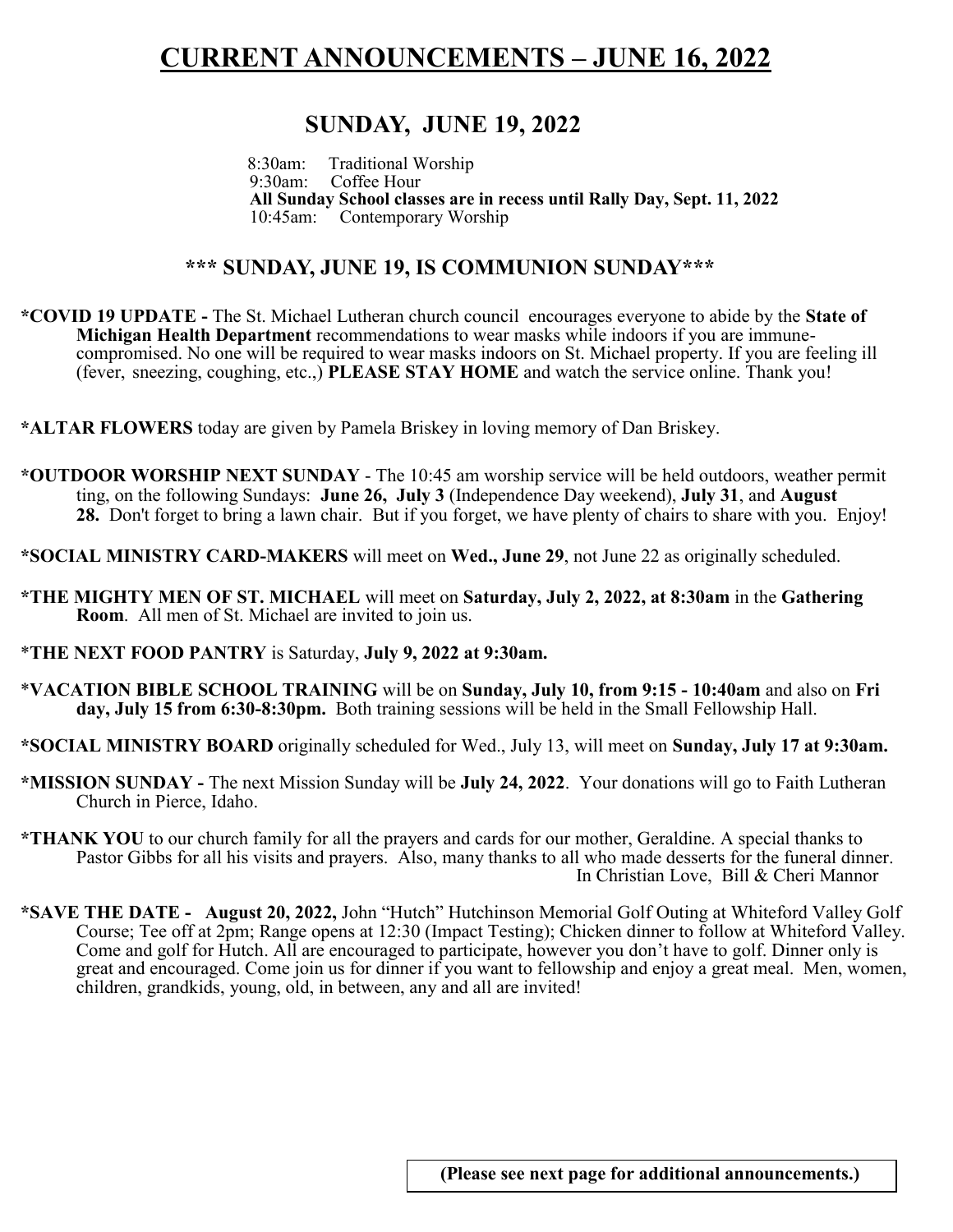# CURRENT ANNOUNCEMENTS – JUNE 16, 2022

## SUNDAY, JUNE 19, 2022

8:30am: Traditional Worship
9:30am: Coffee Hour
**All Sunday School classes are in recess until Rally Day, Sept. 11, 2022**
10:45am: Contemporary Worship

### *** SUNDAY, JUNE 19, IS COMMUNION SUNDAY***

***COVID 19 UPDATE -** The St. Michael Lutheran church council encourages everyone to abide by the **State of Michigan Health Department** recommendations to wear masks while indoors if you are immune-compromised. No one will be required to wear masks indoors on St. Michael property. If you are feeling ill (fever, sneezing, coughing, etc.,) **PLEASE STAY HOME** and watch the service online. Thank you!

***ALTAR FLOWERS** today are given by Pamela Briskey in loving memory of Dan Briskey.

***OUTDOOR WORSHIP NEXT SUNDAY** - The 10:45 am worship service will be held outdoors, weather permitting, on the following Sundays: **June 26, July 3** (Independence Day weekend), **July 31**, and **August 28.** Don't forget to bring a lawn chair. But if you forget, we have plenty of chairs to share with you. Enjoy!

***SOCIAL MINISTRY CARD-MAKERS** will meet on **Wed., June 29**, not June 22 as originally scheduled.

***THE MIGHTY MEN OF ST. MICHAEL** will meet on **Saturday, July 2, 2022, at 8:30am** in the **Gathering Room**. All men of St. Michael are invited to join us.

***THE NEXT FOOD PANTRY** is Saturday, **July 9, 2022 at 9:30am.**

***VACATION BIBLE SCHOOL TRAINING** will be on **Sunday, July 10, from 9:15 - 10:40am** and also on **Friday, July 15 from 6:30-8:30pm.** Both training sessions will be held in the Small Fellowship Hall.

***SOCIAL MINISTRY BOARD** originally scheduled for Wed., July 13, will meet on **Sunday, July 17 at 9:30am.**

***MISSION SUNDAY -** The next Mission Sunday will be **July 24, 2022**. Your donations will go to Faith Lutheran Church in Pierce, Idaho.

***THANK YOU** to our church family for all the prayers and cards for our mother, Geraldine. A special thanks to Pastor Gibbs for all his visits and prayers. Also, many thanks to all who made desserts for the funeral dinner.
In Christian Love, Bill & Cheri Mannor

***SAVE THE DATE - August 20, 2022,** John "Hutch" Hutchinson Memorial Golf Outing at Whiteford Valley Golf Course; Tee off at 2pm; Range opens at 12:30 (Impact Testing); Chicken dinner to follow at Whiteford Valley. Come and golf for Hutch. All are encouraged to participate, however you don't have to golf. Dinner only is great and encouraged. Come join us for dinner if you want to fellowship and enjoy a great meal. Men, women, children, grandkids, young, old, in between, any and all are invited!

**(Please see next page for additional announcements.)**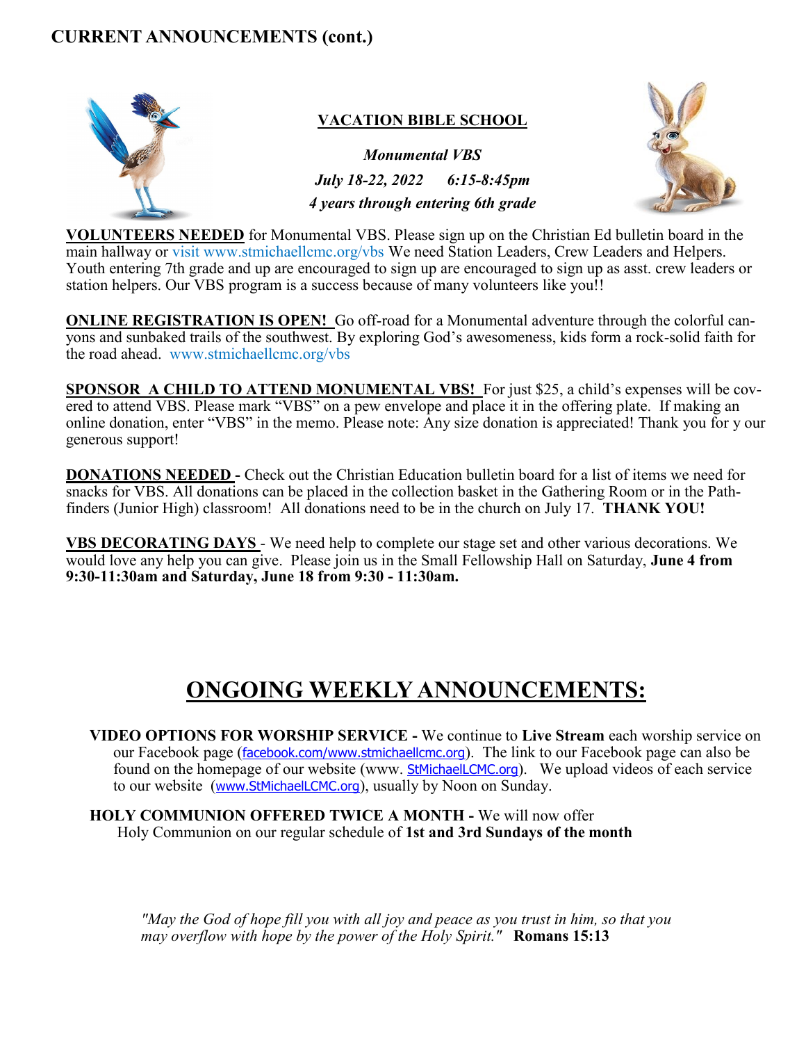## CURRENT ANNOUNCEMENTS (cont.)

### VACATION BIBLE SCHOOL

***Monumental VBS***

***July 18-22, 2022 6:15-8:45pm***

***4 years through entering 6th grade***

**VOLUNTEERS NEEDED** for Monumental VBS. Please sign up on the Christian Ed bulletin board in the main hallway or visit www.stmichaellcmc.org/vbs We need Station Leaders, Crew Leaders and Helpers. Youth entering 7th grade and up are encouraged to sign up are encouraged to sign up as asst. crew leaders or station helpers. Our VBS program is a success because of many volunteers like you!!

**ONLINE REGISTRATION IS OPEN!** Go off-road for a Monumental adventure through the colorful canyons and sunbaked trails of the southwest. By exploring God's awesomeness, kids form a rock-solid faith for the road ahead. www.stmichaellcmc.org/vbs

**SPONSOR A CHILD TO ATTEND MONUMENTAL VBS!** For just $25, a child's expenses will be covered to attend VBS. Please mark "VBS" on a pew envelope and place it in the offering plate. If making an online donation, enter "VBS" in the memo. Please note: Any size donation is appreciated! Thank you for y our generous support!

**DONATIONS NEEDED -** Check out the Christian Education bulletin board for a list of items we need for snacks for VBS. All donations can be placed in the collection basket in the Gathering Room or in the Pathfinders (Junior High) classroom! All donations need to be in the church on July 17. **THANK YOU!**

**VBS DECORATING DAYS** - We need help to complete our stage set and other various decorations. We would love any help you can give. Please join us in the Small Fellowship Hall on Saturday, **June 4 from 9:30-11:30am and Saturday, June 18 from 9:30 - 11:30am.**

# ONGOING WEEKLY ANNOUNCEMENTS:

**VIDEO OPTIONS FOR WORSHIP SERVICE -** We continue to **Live Stream** each worship service on our Facebook page (facebook.com/www.stmichaellcmc.org). The link to our Facebook page can also be found on the homepage of our website (www. StMichaelLCMC.org). We upload videos of each service to our website (www.StMichaelLCMC.org), usually by Noon on Sunday.

**HOLY COMMUNION OFFERED TWICE A MONTH -** We will now offer Holy Communion on our regular schedule of **1st and 3rd Sundays of the month**

*"May the God of hope fill you with all joy and peace as you trust in him, so that you may overflow with hope by the power of the Holy Spirit."* **Romans 15:13**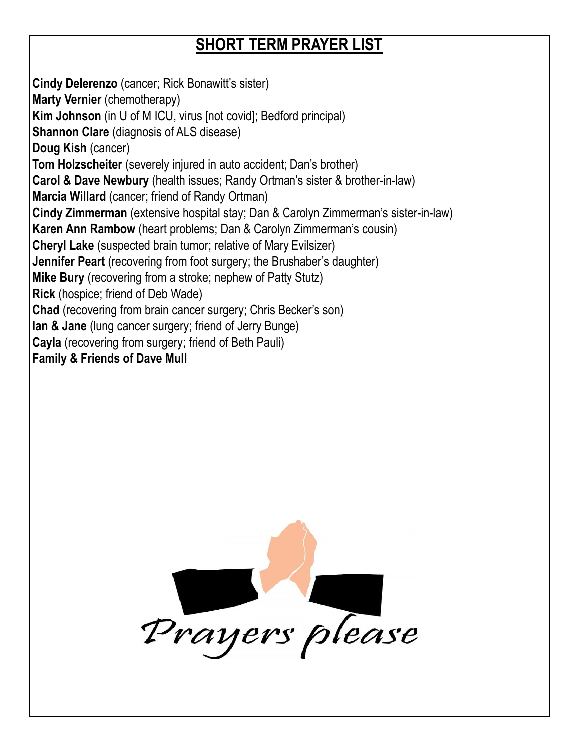## SHORT TERM PRAYER LIST

**Cindy Delerenzo** (cancer; Rick Bonawitt's sister)
**Marty Vernier** (chemotherapy)
**Kim Johnson** (in U of M ICU, virus [not covid]; Bedford principal)
**Shannon Clare** (diagnosis of ALS disease)
**Doug Kish** (cancer)
**Tom Holzscheiter** (severely injured in auto accident; Dan's brother)
**Carol & Dave Newbury** (health issues; Randy Ortman's sister & brother-in-law)
**Marcia Willard** (cancer; friend of Randy Ortman)
**Cindy Zimmerman** (extensive hospital stay; Dan & Carolyn Zimmerman's sister-in-law)
**Karen Ann Rambow** (heart problems; Dan & Carolyn Zimmerman's cousin)
**Cheryl Lake** (suspected brain tumor; relative of Mary Evilsizer)
**Jennifer Peart** (recovering from foot surgery; the Brushaber's daughter)
**Mike Bury** (recovering from a stroke; nephew of Patty Stutz)
**Rick** (hospice; friend of Deb Wade)
**Chad** (recovering from brain cancer surgery; Chris Becker's son)
**Ian & Jane** (lung cancer surgery; friend of Jerry Bunge)
**Cayla** (recovering from surgery; friend of Beth Pauli)
**Family & Friends of Dave Mull**

*Prayers please*